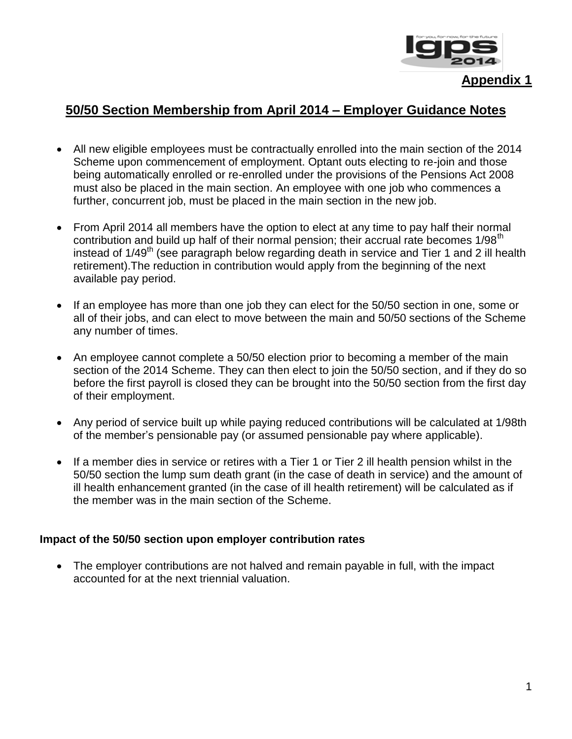**Appendix 1**

## 50/50 Section Membership from April 2014 – Employer Guidance Notes

- All new eligible employees must be contractually enrolled into the main section of the 2014 Scheme upon commencement of employment. Optant outs electing to re-join and those being automatically enrolled or re-enrolled under the provisions of the Pensions Act 2008 must also be placed in the main section. An employee with one job who commences a further, concurrent job, must be placed in the main section in the new job.

- From April 2014 all members have the option to elect at any time to pay half their normal contribution and build up half of their normal pension; their accrual rate becomes 1/98th instead of 1/49th (see paragraph below regarding death in service and Tier 1 and 2 ill health retirement).The reduction in contribution would apply from the beginning of the next available pay period.

- If an employee has more than one job they can elect for the 50/50 section in one, some or all of their jobs, and can elect to move between the main and 50/50 sections of the Scheme any number of times.

- An employee cannot complete a 50/50 election prior to becoming a member of the main section of the 2014 Scheme. They can then elect to join the 50/50 section, and if they do so before the first payroll is closed they can be brought into the 50/50 section from the first day of their employment.

- Any period of service built up while paying reduced contributions will be calculated at 1/98th of the member's pensionable pay (or assumed pensionable pay where applicable).

- If a member dies in service or retires with a Tier 1 or Tier 2 ill health pension whilst in the 50/50 section the lump sum death grant (in the case of death in service) and the amount of ill health enhancement granted (in the case of ill health retirement) will be calculated as if the member was in the main section of the Scheme.

### Impact of the 50/50 section upon employer contribution rates

- The employer contributions are not halved and remain payable in full, with the impact accounted for at the next triennial valuation.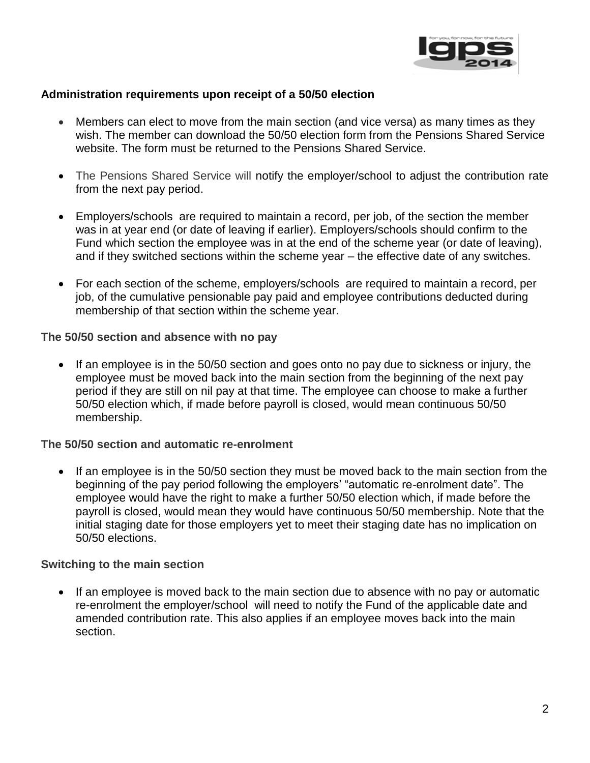**Administration requirements upon receipt of a 50/50 election**

- Members can elect to move from the main section (and vice versa) as many times as they wish. The member can download the 50/50 election form from the Pensions Shared Service website. The form must be returned to the Pensions Shared Service.

- The Pensions Shared Service will notify the employer/school to adjust the contribution rate from the next pay period.

- Employers/schools are required to maintain a record, per job, of the section the member was in at year end (or date of leaving if earlier). Employers/schools should confirm to the Fund which section the employee was in at the end of the scheme year (or date of leaving), and if they switched sections within the scheme year – the effective date of any switches.

- For each section of the scheme, employers/schools are required to maintain a record, per job, of the cumulative pensionable pay paid and employee contributions deducted during membership of that section within the scheme year.

**The 50/50 section and absence with no pay**

- If an employee is in the 50/50 section and goes onto no pay due to sickness or injury, the employee must be moved back into the main section from the beginning of the next pay period if they are still on nil pay at that time. The employee can choose to make a further 50/50 election which, if made before payroll is closed, would mean continuous 50/50 membership.

**The 50/50 section and automatic re-enrolment**

- If an employee is in the 50/50 section they must be moved back to the main section from the beginning of the pay period following the employers' "automatic re-enrolment date". The employee would have the right to make a further 50/50 election which, if made before the payroll is closed, would mean they would have continuous 50/50 membership. Note that the initial staging date for those employers yet to meet their staging date has no implication on 50/50 elections.

**Switching to the main section**

- If an employee is moved back to the main section due to absence with no pay or automatic re-enrolment the employer/school will need to notify the Fund of the applicable date and amended contribution rate. This also applies if an employee moves back into the main section.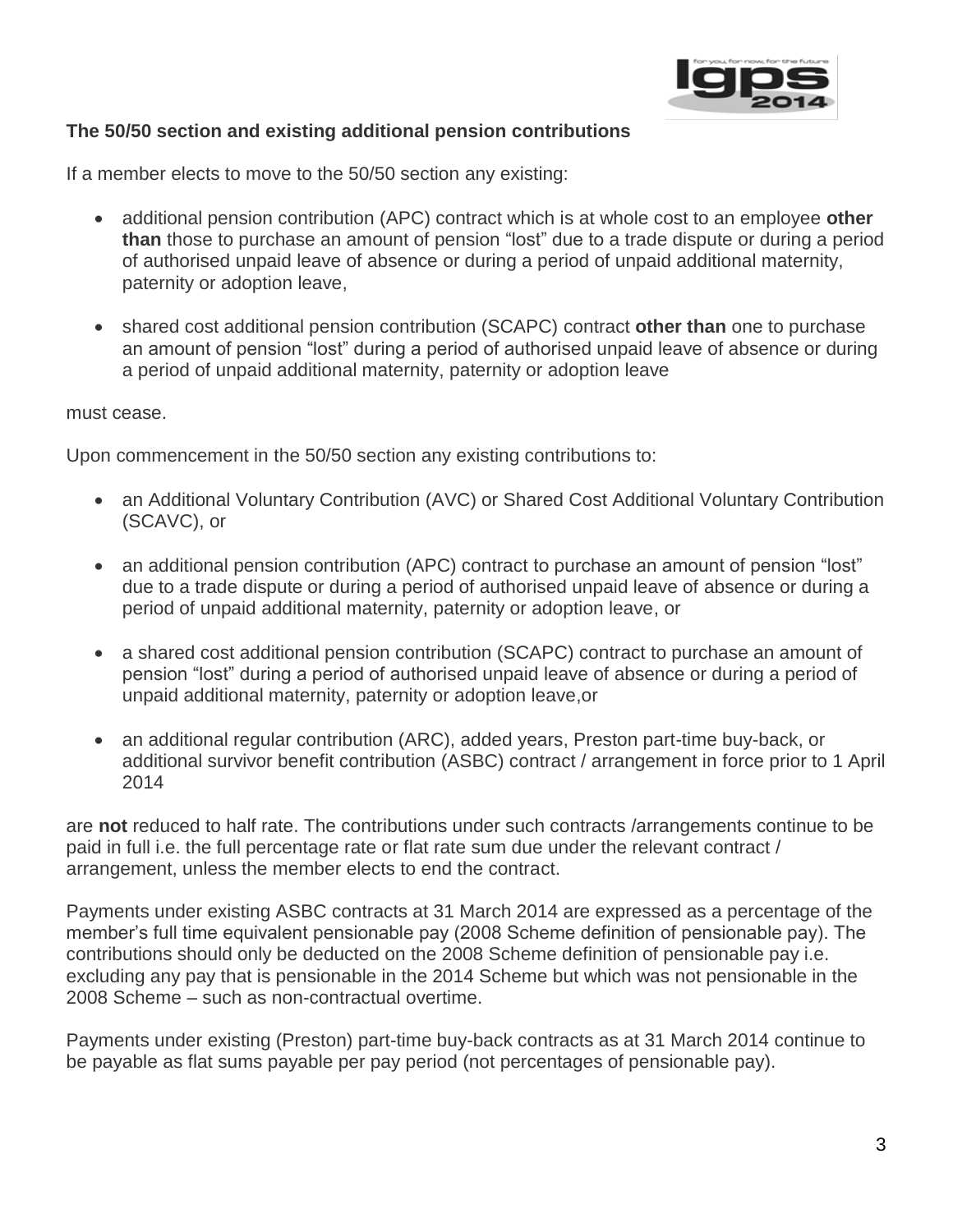**The 50/50 section and existing additional pension contributions**

If a member elects to move to the 50/50 section any existing:

- additional pension contribution (APC) contract which is at whole cost to an employee **other than** those to purchase an amount of pension "lost" due to a trade dispute or during a period of authorised unpaid leave of absence or during a period of unpaid additional maternity, paternity or adoption leave,

- shared cost additional pension contribution (SCAPC) contract **other than** one to purchase an amount of pension "lost" during a period of authorised unpaid leave of absence or during a period of unpaid additional maternity, paternity or adoption leave

must cease.

Upon commencement in the 50/50 section any existing contributions to:

- an Additional Voluntary Contribution (AVC) or Shared Cost Additional Voluntary Contribution (SCAVC), or

- an additional pension contribution (APC) contract to purchase an amount of pension "lost" due to a trade dispute or during a period of authorised unpaid leave of absence or during a period of unpaid additional maternity, paternity or adoption leave, or

- a shared cost additional pension contribution (SCAPC) contract to purchase an amount of pension "lost" during a period of authorised unpaid leave of absence or during a period of unpaid additional maternity, paternity or adoption leave,or

- an additional regular contribution (ARC), added years, Preston part-time buy-back, or additional survivor benefit contribution (ASBC) contract / arrangement in force prior to 1 April 2014

are **not** reduced to half rate. The contributions under such contracts /arrangements continue to be paid in full i.e. the full percentage rate or flat rate sum due under the relevant contract / arrangement, unless the member elects to end the contract.

Payments under existing ASBC contracts at 31 March 2014 are expressed as a percentage of the member's full time equivalent pensionable pay (2008 Scheme definition of pensionable pay). The contributions should only be deducted on the 2008 Scheme definition of pensionable pay i.e. excluding any pay that is pensionable in the 2014 Scheme but which was not pensionable in the 2008 Scheme – such as non-contractual overtime.

Payments under existing (Preston) part-time buy-back contracts as at 31 March 2014 continue to be payable as flat sums payable per pay period (not percentages of pensionable pay).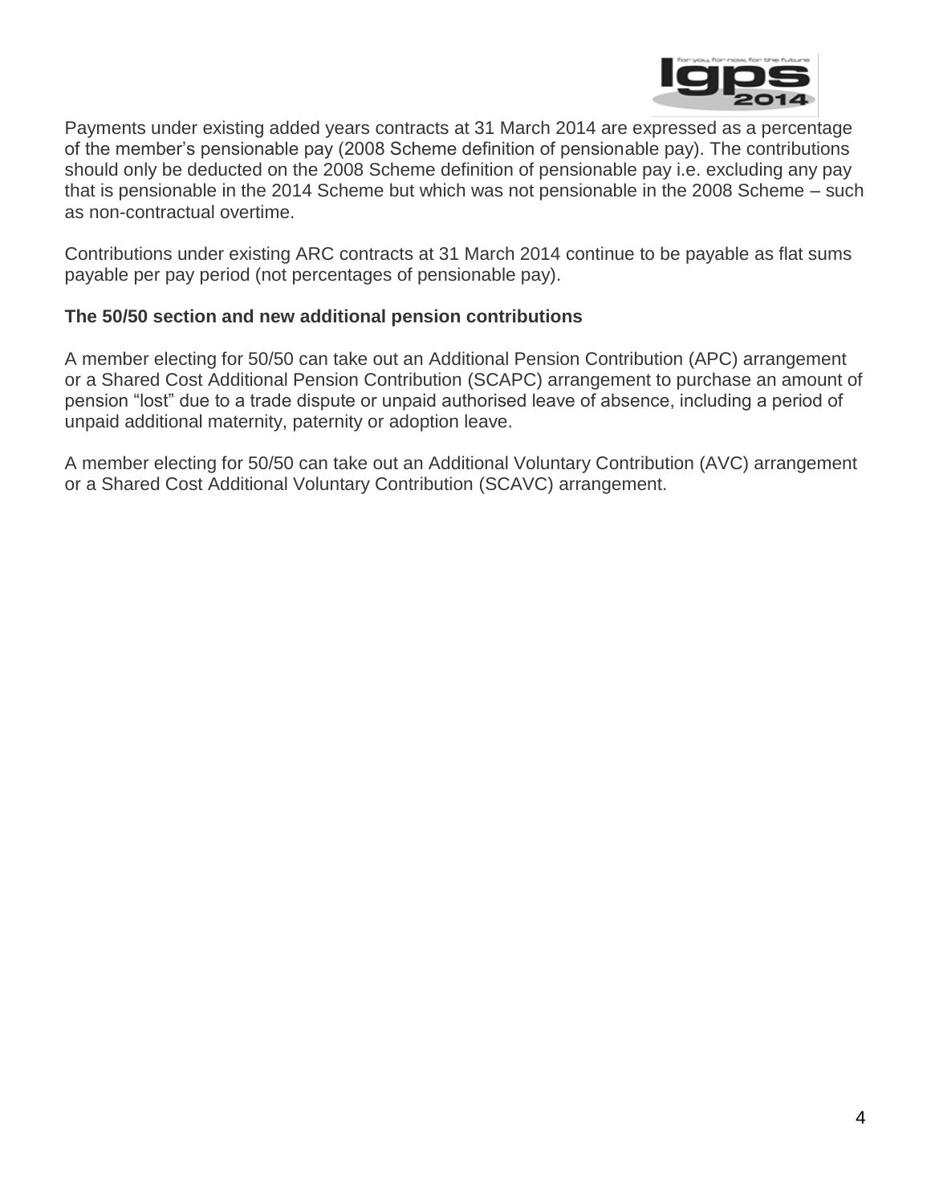Payments under existing added years contracts at 31 March 2014 are expressed as a percentage of the member's pensionable pay (2008 Scheme definition of pensionable pay). The contributions should only be deducted on the 2008 Scheme definition of pensionable pay i.e. excluding any pay that is pensionable in the 2014 Scheme but which was not pensionable in the 2008 Scheme – such as non-contractual overtime.

Contributions under existing ARC contracts at 31 March 2014 continue to be payable as flat sums payable per pay period (not percentages of pensionable pay).

**The 50/50 section and new additional pension contributions**

A member electing for 50/50 can take out an Additional Pension Contribution (APC) arrangement or a Shared Cost Additional Pension Contribution (SCAPC) arrangement to purchase an amount of pension "lost" due to a trade dispute or unpaid authorised leave of absence, including a period of unpaid additional maternity, paternity or adoption leave.

A member electing for 50/50 can take out an Additional Voluntary Contribution (AVC) arrangement or a Shared Cost Additional Voluntary Contribution (SCAVC) arrangement.